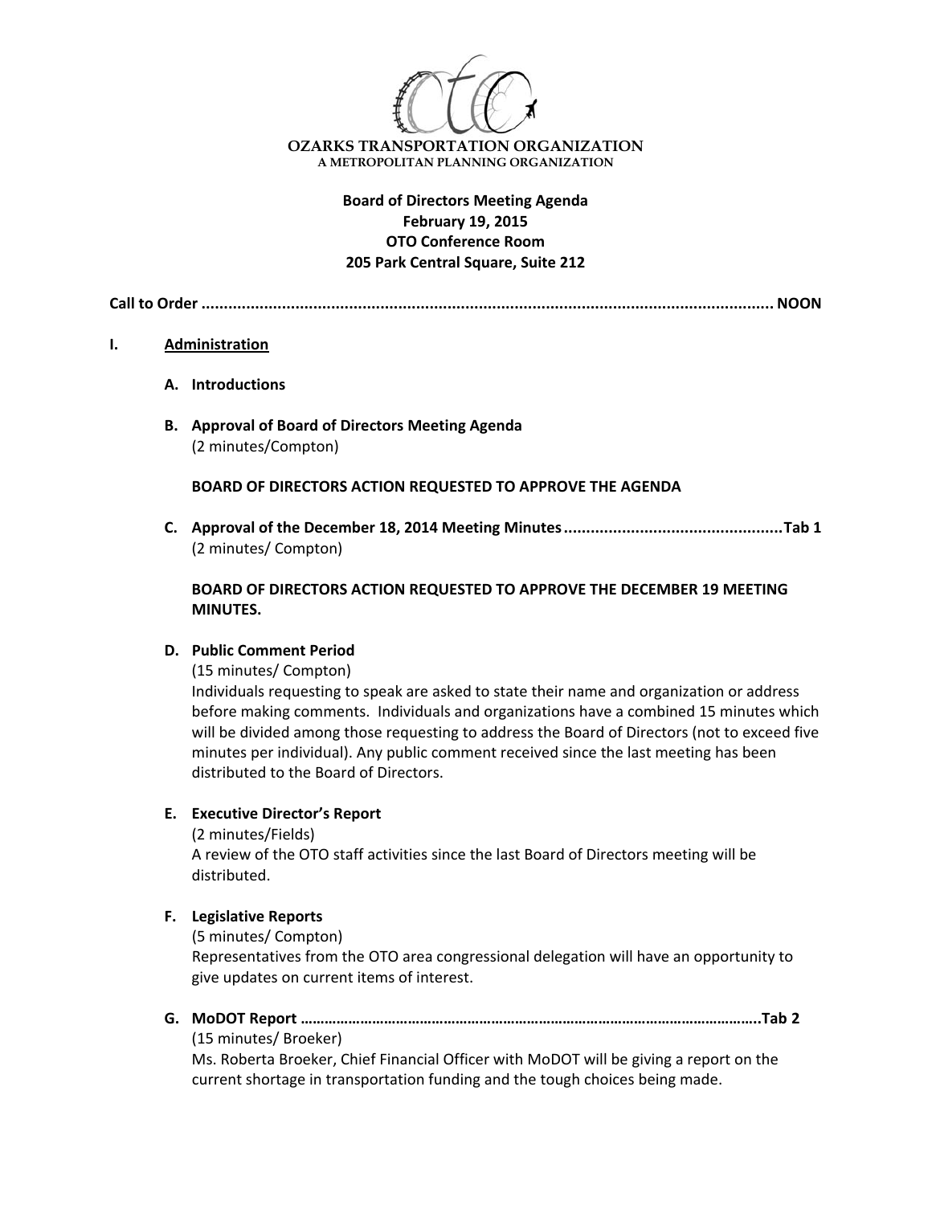**OZARKS TRANSPORTATION ORGANIZATION**
A METROPOLITAN PLANNING ORGANIZATION

**Board of Directors Meeting Agenda**
**February 19, 2015**
**OTO Conference Room**
**205 Park Central Square, Suite 212**

**Call to Order ........................................................................................................................ NOON**

## I. Administration

**A. Introductions**

**B. Approval of Board of Directors Meeting Agenda**
(2 minutes/Compton)

**BOARD OF DIRECTORS ACTION REQUESTED TO APPROVE THE AGENDA**

**C. Approval of the December 18, 2014 Meeting Minutes ................................................Tab 1**
(2 minutes/ Compton)

**BOARD OF DIRECTORS ACTION REQUESTED TO APPROVE THE DECEMBER 19 MEETING MINUTES.**

**D. Public Comment Period**
(15 minutes/ Compton)
Individuals requesting to speak are asked to state their name and organization or address before making comments. Individuals and organizations have a combined 15 minutes which will be divided among those requesting to address the Board of Directors (not to exceed five minutes per individual). Any public comment received since the last meeting has been distributed to the Board of Directors.

**E. Executive Director's Report**
(2 minutes/Fields)
A review of the OTO staff activities since the last Board of Directors meeting will be distributed.

**F. Legislative Reports**
(5 minutes/ Compton)
Representatives from the OTO area congressional delegation will have an opportunity to give updates on current items of interest.

**G. MoDOT Report ……………………………………………………………………………………………………….Tab 2**
(15 minutes/ Broeker)
Ms. Roberta Broeker, Chief Financial Officer with MoDOT will be giving a report on the current shortage in transportation funding and the tough choices being made.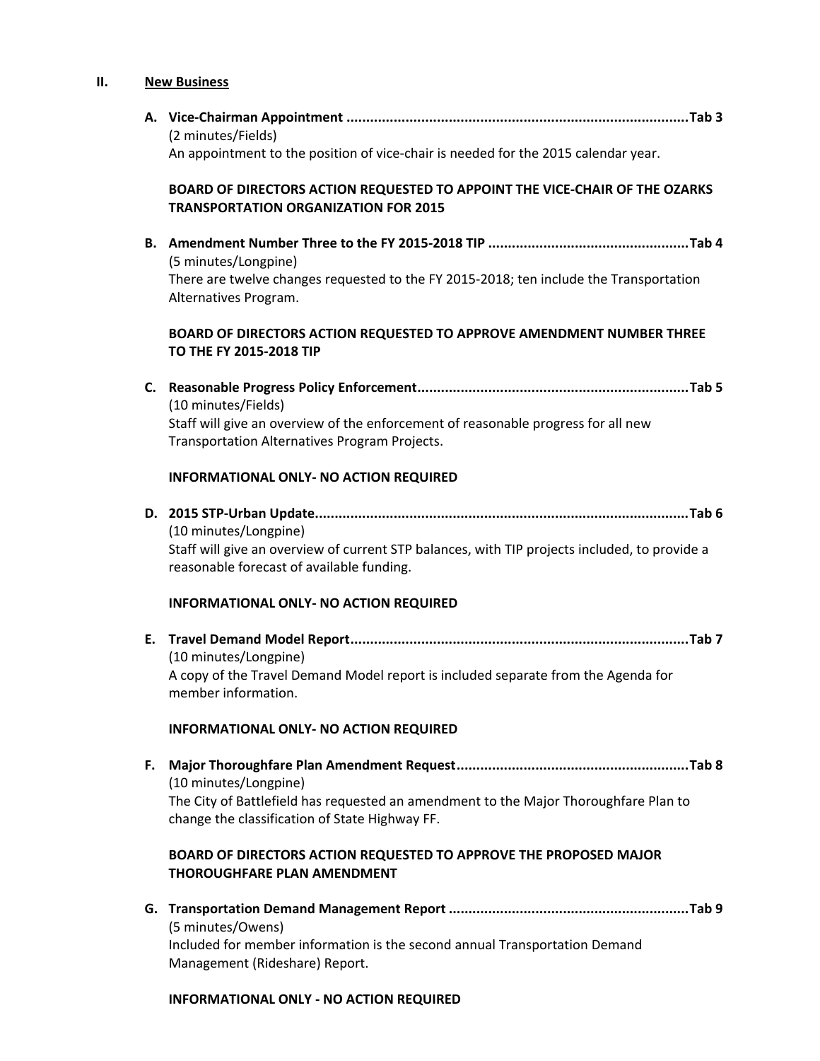## II. New Business

**A. Vice-Chairman Appointment .......................................................................................Tab 3**
(2 minutes/Fields)
An appointment to the position of vice-chair is needed for the 2015 calendar year.

**BOARD OF DIRECTORS ACTION REQUESTED TO APPOINT THE VICE-CHAIR OF THE OZARKS TRANSPORTATION ORGANIZATION FOR 2015**

**B. Amendment Number Three to the FY 2015-2018 TIP ..................................................Tab 4**
(5 minutes/Longpine)
There are twelve changes requested to the FY 2015-2018; ten include the Transportation Alternatives Program.

**BOARD OF DIRECTORS ACTION REQUESTED TO APPROVE AMENDMENT NUMBER THREE TO THE FY 2015-2018 TIP**

**C. Reasonable Progress Policy Enforcement....................................................................Tab 5**
(10 minutes/Fields)
Staff will give an overview of the enforcement of reasonable progress for all new Transportation Alternatives Program Projects.

**INFORMATIONAL ONLY- NO ACTION REQUIRED**

**D. 2015 STP-Urban Update..............................................................................................Tab 6**
(10 minutes/Longpine)
Staff will give an overview of current STP balances, with TIP projects included, to provide a reasonable forecast of available funding.

**INFORMATIONAL ONLY- NO ACTION REQUIRED**

**E. Travel Demand Model Report......................................................................................Tab 7**
(10 minutes/Longpine)
A copy of the Travel Demand Model report is included separate from the Agenda for member information.

**INFORMATIONAL ONLY- NO ACTION REQUIRED**

**F. Major Thoroughfare Plan Amendment Request...........................................................Tab 8**
(10 minutes/Longpine)
The City of Battlefield has requested an amendment to the Major Thoroughfare Plan to change the classification of State Highway FF.

**BOARD OF DIRECTORS ACTION REQUESTED TO APPROVE THE PROPOSED MAJOR THOROUGHFARE PLAN AMENDMENT**

**G. Transportation Demand Management Report .............................................................Tab 9**
(5 minutes/Owens)
Included for member information is the second annual Transportation Demand Management (Rideshare) Report.

**INFORMATIONAL ONLY - NO ACTION REQUIRED**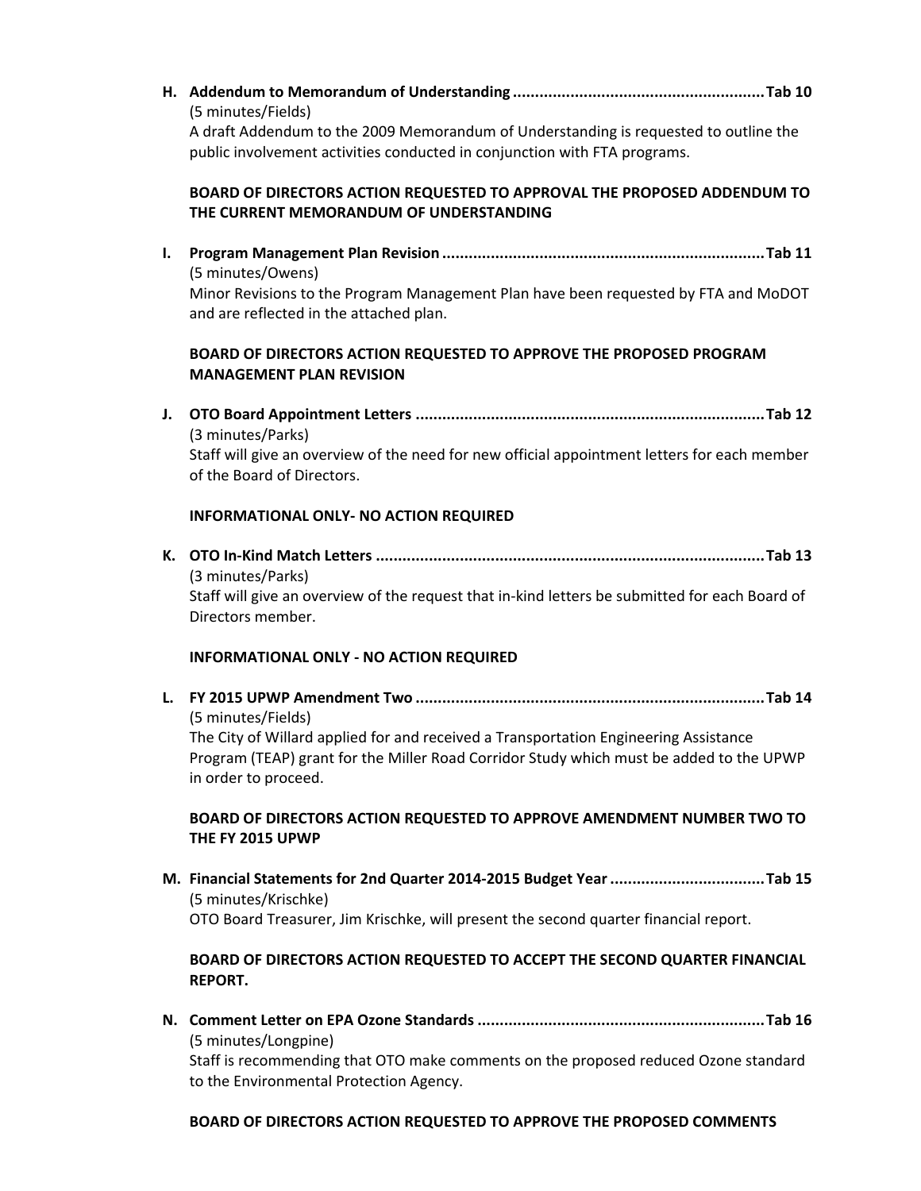**H. Addendum to Memorandum of Understanding ......................................................... Tab 10**
(5 minutes/Fields)
A draft Addendum to the 2009 Memorandum of Understanding is requested to outline the public involvement activities conducted in conjunction with FTA programs.

**BOARD OF DIRECTORS ACTION REQUESTED TO APPROVAL THE PROPOSED ADDENDUM TO THE CURRENT MEMORANDUM OF UNDERSTANDING**

**I. Program Management Plan Revision ......................................................................... Tab 11**
(5 minutes/Owens)
Minor Revisions to the Program Management Plan have been requested by FTA and MoDOT and are reflected in the attached plan.

**BOARD OF DIRECTORS ACTION REQUESTED TO APPROVE THE PROPOSED PROGRAM MANAGEMENT PLAN REVISION**

**J. OTO Board Appointment Letters ............................................................................... Tab 12**
(3 minutes/Parks)
Staff will give an overview of the need for new official appointment letters for each member of the Board of Directors.

**INFORMATIONAL ONLY- NO ACTION REQUIRED**

**K. OTO In-Kind Match Letters ........................................................................................ Tab 13**
(3 minutes/Parks)
Staff will give an overview of the request that in-kind letters be submitted for each Board of Directors member.

**INFORMATIONAL ONLY - NO ACTION REQUIRED**

**L. FY 2015 UPWP Amendment Two ............................................................................... Tab 14**
(5 minutes/Fields)
The City of Willard applied for and received a Transportation Engineering Assistance Program (TEAP) grant for the Miller Road Corridor Study which must be added to the UPWP in order to proceed.

**BOARD OF DIRECTORS ACTION REQUESTED TO APPROVE AMENDMENT NUMBER TWO TO THE FY 2015 UPWP**

**M. Financial Statements for 2nd Quarter 2014-2015 Budget Year ................................... Tab 15**
(5 minutes/Krischke)
OTO Board Treasurer, Jim Krischke, will present the second quarter financial report.

**BOARD OF DIRECTORS ACTION REQUESTED TO ACCEPT THE SECOND QUARTER FINANCIAL REPORT.**

**N. Comment Letter on EPA Ozone Standards ................................................................. Tab 16**
(5 minutes/Longpine)
Staff is recommending that OTO make comments on the proposed reduced Ozone standard to the Environmental Protection Agency.

**BOARD OF DIRECTORS ACTION REQUESTED TO APPROVE THE PROPOSED COMMENTS**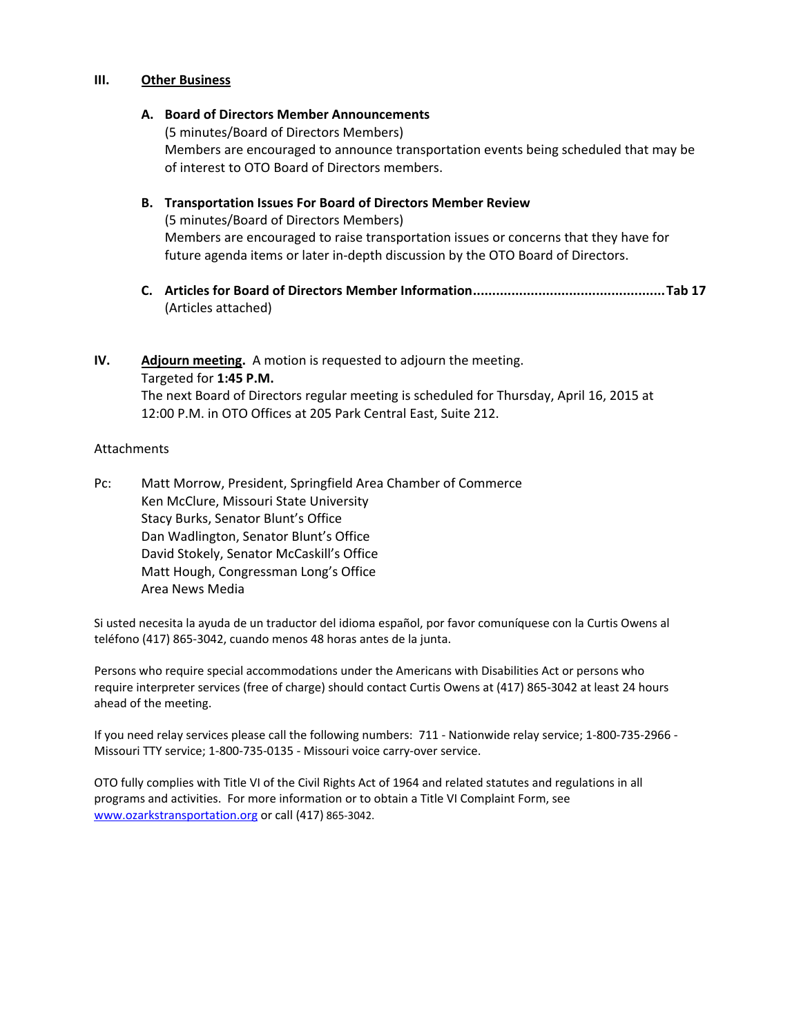## III. Other Business

**A. Board of Directors Member Announcements**
(5 minutes/Board of Directors Members)
Members are encouraged to announce transportation events being scheduled that may be of interest to OTO Board of Directors members.

**B. Transportation Issues For Board of Directors Member Review**
(5 minutes/Board of Directors Members)
Members are encouraged to raise transportation issues or concerns that they have for future agenda items or later in-depth discussion by the OTO Board of Directors.

**C. Articles for Board of Directors Member Information.................................................Tab 17**
(Articles attached)

## IV. Adjourn meeting.

**Adjourn meeting.** A motion is requested to adjourn the meeting.
Targeted for **1:45 P.M.**
The next Board of Directors regular meeting is scheduled for Thursday, April 16, 2015 at 12:00 P.M. in OTO Offices at 205 Park Central East, Suite 212.

Attachments

Pc: Matt Morrow, President, Springfield Area Chamber of Commerce
Ken McClure, Missouri State University
Stacy Burks, Senator Blunt's Office
Dan Wadlington, Senator Blunt's Office
David Stokely, Senator McCaskill's Office
Matt Hough, Congressman Long's Office
Area News Media

Si usted necesita la ayuda de un traductor del idioma español, por favor comuníquese con la Curtis Owens al teléfono (417) 865-3042, cuando menos 48 horas antes de la junta.

Persons who require special accommodations under the Americans with Disabilities Act or persons who require interpreter services (free of charge) should contact Curtis Owens at (417) 865-3042 at least 24 hours ahead of the meeting.

If you need relay services please call the following numbers: 711 - Nationwide relay service; 1-800-735-2966 - Missouri TTY service; 1-800-735-0135 - Missouri voice carry-over service.

OTO fully complies with Title VI of the Civil Rights Act of 1964 and related statutes and regulations in all programs and activities. For more information or to obtain a Title VI Complaint Form, see www.ozarkstransportation.org or call (417) 865-3042.